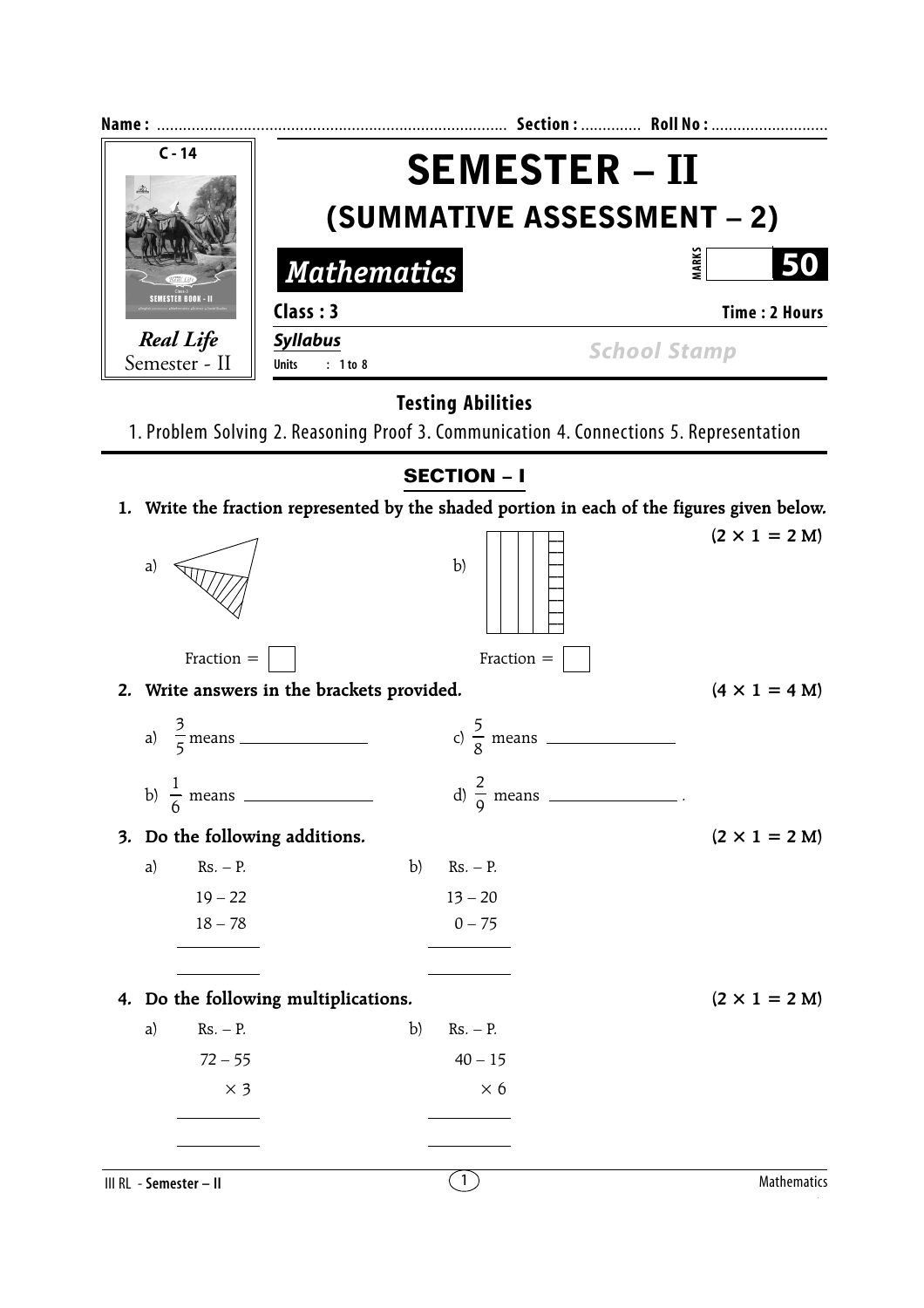Name : ................................................................................ Section : ............. Roll No : ..........................

C - 14

Real Life
Semester - II

# SEMESTER – II

## (SUMMATIVE ASSESSMENT – 2)

**Mathematics**

MARKS **50**

**Class : 3** **Time : 2 Hours**

***Syllabus***

**Units : 1 to 8**

School Stamp

### Testing Abilities

1. Problem Solving 2. Reasoning Proof 3. Communication 4. Connections 5. Representation

## SECTION – I

**1. Write the fraction represented by the shaded portion in each of the figures given below.** **(2 × 1 = 2 M)**

a) Fraction = ☐

b) Fraction = ☐

**2. Write answers in the brackets provided.** **(4 × 1 = 4 M)**

a) $\frac{3}{5}$ means ______________

b) $\frac{1}{6}$ means ______________

c) $\frac{5}{8}$ means ______________

d) $\frac{2}{9}$ means ______________ .

**3. Do the following additions.** **(2 × 1 = 2 M)**

a)
```
 Rs. – P.
 19 – 22
 18 – 78
 ________

 ________
```

b)
```
 Rs. – P.
 13 – 20
  0 – 75
 ________

 ________
```

**4. Do the following multiplications.** **(2 × 1 = 2 M)**

a)
```
 Rs. – P.
 72 – 55
    × 3
 ________

 ________
```

b)
```
 Rs. – P.
 40 – 15
    × 6
 ________

 ________
```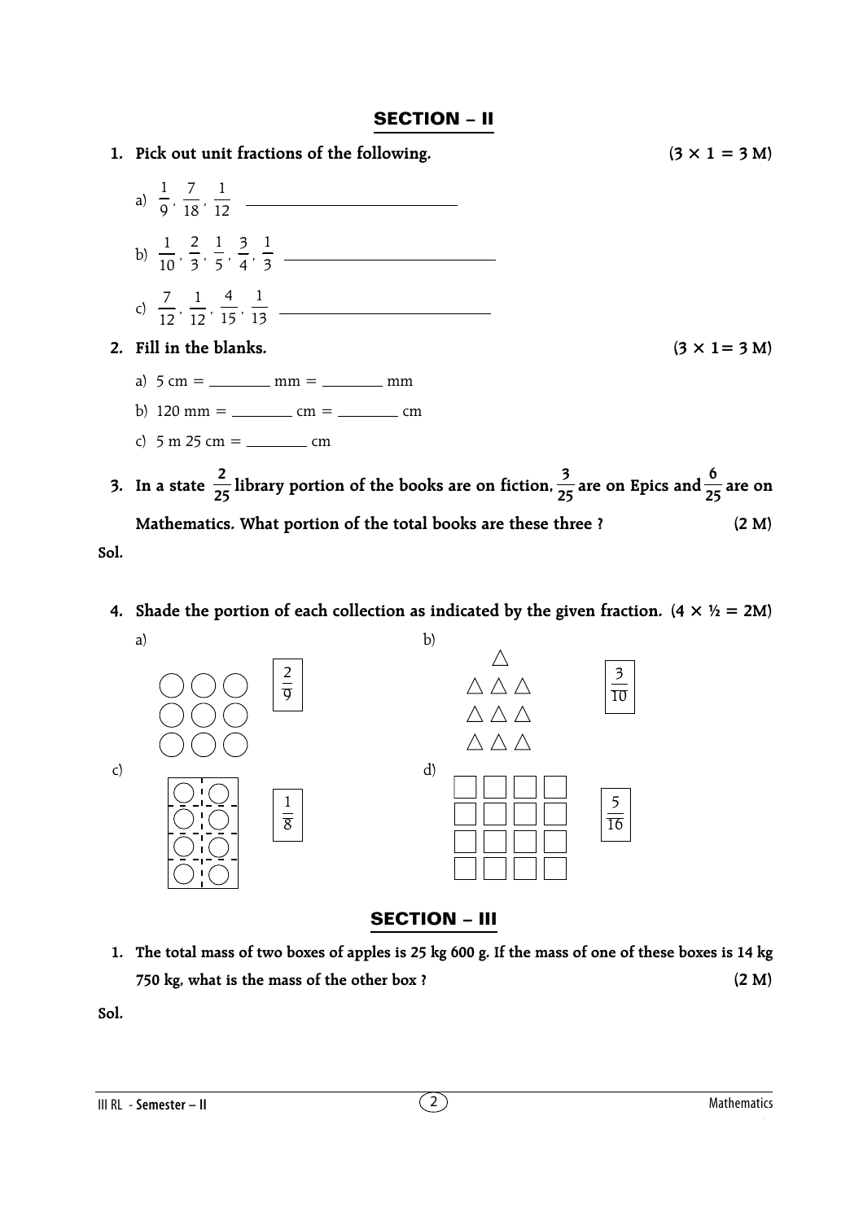## SECTION – II

**1. Pick out unit fractions of the following.** **(3 × 1 = 3 M)**

a) $\frac{1}{9}, \frac{7}{18}, \frac{1}{12}$ ____________________

b) $\frac{1}{10}, \frac{2}{3}, \frac{1}{5}, \frac{3}{4}, \frac{1}{3}$ ____________________

c) $\frac{7}{12}, \frac{1}{12}, \frac{4}{15}, \frac{1}{13}$ ____________________

**2. Fill in the blanks.** **(3 × 1= 3 M)**

a) 5 cm = ________ mm = ________ mm

b) 120 mm = ________ cm = ________ cm

c) 5 m 25 cm = ________ cm

**3. In a state $\frac{2}{25}$ library portion of the books are on fiction, $\frac{3}{25}$ are on Epics and $\frac{6}{25}$ are on Mathematics. What portion of the total books are these three ?** **(2 M)**

**Sol.**

**4. Shade the portion of each collection as indicated by the given fraction. (4 × ½ = 2M)**

a) ○ ○ ○ / ○ ○ ○ / ○ ○ ○ — $\frac{2}{9}$

b) △ / △ △ △ / △ △ △ / △ △ △ — $\frac{3}{10}$

c) ○ ○ / ○ ○ / ○ ○ / ○ ○ — $\frac{1}{8}$

d) □ □ □ □ / □ □ □ □ / □ □ □ □ / □ □ □ □ — $\frac{5}{16}$

## SECTION – III

**1. The total mass of two boxes of apples is 25 kg 600 g. If the mass of one of these boxes is 14 kg 750 kg, what is the mass of the other box ?** **(2 M)**

**Sol.**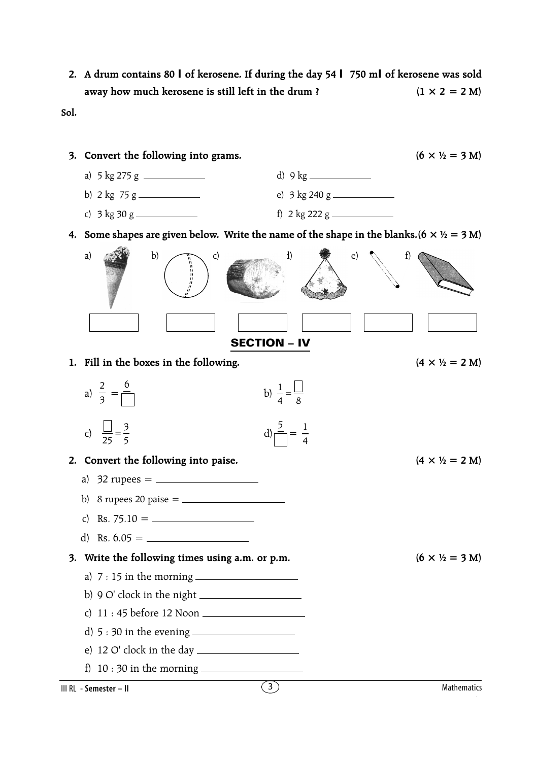2. **A drum contains 80 l of kerosene. If during the day 54 l 750 ml of kerosene was sold away how much kerosene is still left in the drum ?** **(1 × 2 = 2 M)**

**Sol.**

3. **Convert the following into grams.** **(6 × ½ = 3 M)**

a) 5 kg 275 g ____________ d) 9 kg ____________

b) 2 kg 75 g ____________ e) 3 kg 240 g ____________

c) 3 kg 30 g ____________ f) 2 kg 222 g ____________

4. **Some shapes are given below. Write the name of the shape in the blanks.** **(6 × ½ = 3 M)**

a) b) c) d) e) f)

| a) | b) | c) | d) | e) | f) |
|---|---|---|---|---|---|
| | | | | | |

## SECTION – IV

1. **Fill in the boxes in the following.** **(4 × ½ = 2 M)**

a) $\frac{2}{3} = \frac{6}{\square}$ b) $\frac{1}{4} = \frac{\square}{8}$

c) $\frac{\square}{25} = \frac{3}{5}$ d) $\frac{5}{\square} = \frac{1}{4}$

2. **Convert the following into paise.** **(4 × ½ = 2 M)**

a) 32 rupees = ____________

b) 8 rupees 20 paise = ____________

c) Rs. 75.10 = ____________

d) Rs. 6.05 = ____________

3. **Write the following times using a.m. or p.m.** **(6 × ½ = 3 M)**

a) 7 : 15 in the morning ____________

b) 9 O' clock in the night ____________

c) 11 : 45 before 12 Noon ____________

d) 5 : 30 in the evening ____________

e) 12 O' clock in the day ____________

f) 10 : 30 in the morning ____________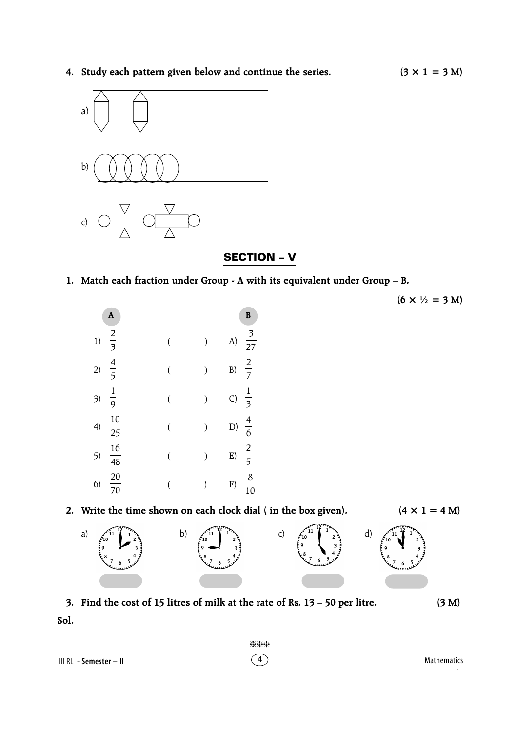**4. Study each pattern given below and continue the series.** **(3 × 1 = 3 M)**

a)

b)

c)

## SECTION – V

**1. Match each fraction under Group - A with its equivalent under Group – B.** **(6 × ½ = 3 M)**

| | A | | | B |
|---|---|---|---|---|
| 1) | $\frac{2}{3}$ | ( ) | A) | $\frac{3}{27}$ |
| 2) | $\frac{4}{5}$ | ( ) | B) | $\frac{2}{7}$ |
| 3) | $\frac{1}{9}$ | ( ) | C) | $\frac{1}{3}$ |
| 4) | $\frac{10}{25}$ | ( ) | D) | $\frac{4}{6}$ |
| 5) | $\frac{16}{48}$ | ( ) | E) | $\frac{2}{5}$ |
| 6) | $\frac{20}{70}$ | ( ) | F) | $\frac{8}{10}$ |

**2. Write the time shown on each clock dial ( in the box given).** **(4 × 1 = 4 M)**

a) b) c) d)

**3. Find the cost of 15 litres of milk at the rate of Rs. 13 – 50 per litre.** **(3 M)**

**Sol.**

\*\*\*